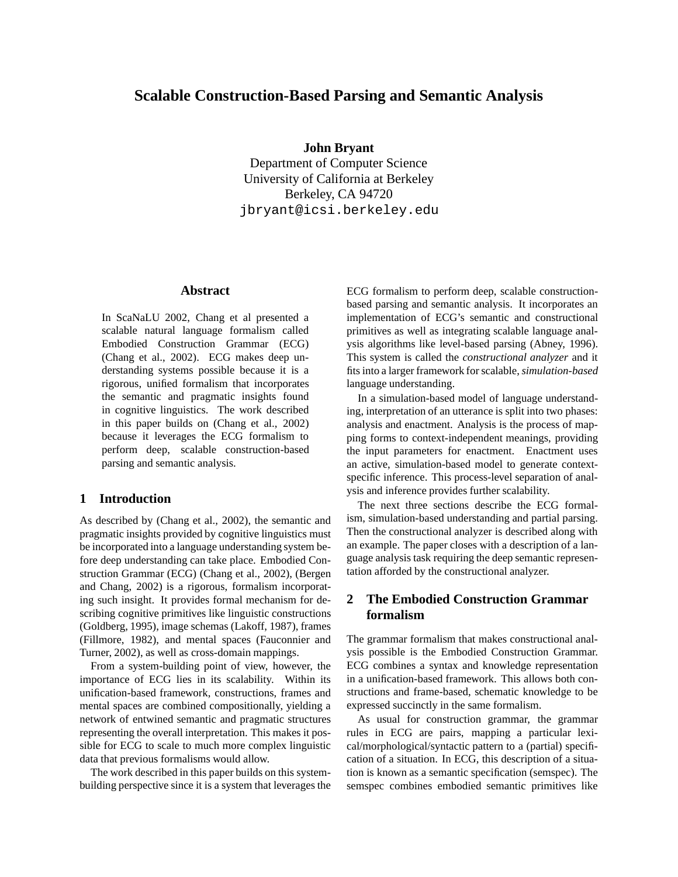# Scalable Construction-Based Parsing and Semantic Analysis

**John Bryant**
Department of Computer Science
University of California at Berkeley
Berkeley, CA 94720
jbryant@icsi.berkeley.edu

## Abstract

In ScaNaLU 2002, Chang et al presented a scalable natural language formalism called Embodied Construction Grammar (ECG) (Chang et al., 2002). ECG makes deep understanding systems possible because it is a rigorous, unified formalism that incorporates the semantic and pragmatic insights found in cognitive linguistics. The work described in this paper builds on (Chang et al., 2002) because it leverages the ECG formalism to perform deep, scalable construction-based parsing and semantic analysis.

## 1 Introduction

As described by (Chang et al., 2002), the semantic and pragmatic insights provided by cognitive linguistics must be incorporated into a language understanding system before deep understanding can take place. Embodied Construction Grammar (ECG) (Chang et al., 2002), (Bergen and Chang, 2002) is a rigorous, formalism incorporating such insight. It provides formal mechanism for describing cognitive primitives like linguistic constructions (Goldberg, 1995), image schemas (Lakoff, 1987), frames (Fillmore, 1982), and mental spaces (Fauconnier and Turner, 2002), as well as cross-domain mappings.

From a system-building point of view, however, the importance of ECG lies in its scalability. Within its unification-based framework, constructions, frames and mental spaces are combined compositionally, yielding a network of entwined semantic and pragmatic structures representing the overall interpretation. This makes it possible for ECG to scale to much more complex linguistic data that previous formalisms would allow.

The work described in this paper builds on this system-building perspective since it is a system that leverages the ECG formalism to perform deep, scalable construction-based parsing and semantic analysis. It incorporates an implementation of ECG's semantic and constructional primitives as well as integrating scalable language analysis algorithms like level-based parsing (Abney, 1996). This system is called the *constructional analyzer* and it fits into a larger framework for scalable, *simulation-based* language understanding.

In a simulation-based model of language understanding, interpretation of an utterance is split into two phases: analysis and enactment. Analysis is the process of mapping forms to context-independent meanings, providing the input parameters for enactment. Enactment uses an active, simulation-based model to generate context-specific inference. This process-level separation of analysis and inference provides further scalability.

The next three sections describe the ECG formalism, simulation-based understanding and partial parsing. Then the constructional analyzer is described along with an example. The paper closes with a description of a language analysis task requiring the deep semantic representation afforded by the constructional analyzer.

## 2 The Embodied Construction Grammar formalism

The grammar formalism that makes constructional analysis possible is the Embodied Construction Grammar. ECG combines a syntax and knowledge representation in a unification-based framework. This allows both constructions and frame-based, schematic knowledge to be expressed succinctly in the same formalism.

As usual for construction grammar, the grammar rules in ECG are pairs, mapping a particular lexical/morphological/syntactic pattern to a (partial) specification of a situation. In ECG, this description of a situation is known as a semantic specification (semspec). The semspec combines embodied semantic primitives like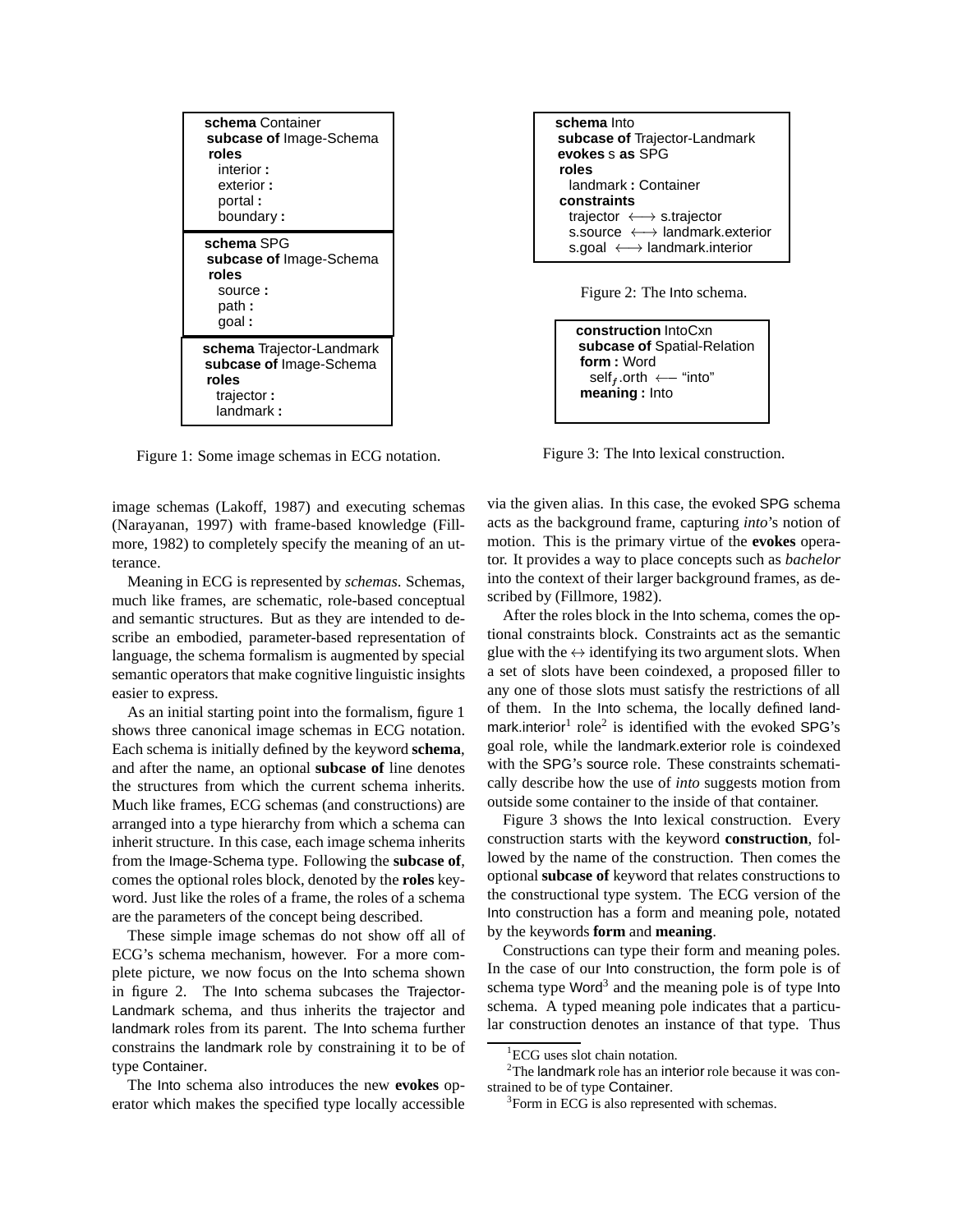```
schema Container
 subcase of Image-Schema
 roles
   interior :
   exterior :
   portal :
   boundary :
```

```
schema SPG
 subcase of Image-Schema
 roles
   source :
   path :
   goal :
```

```
schema Trajector-Landmark
 subcase of Image-Schema
 roles
   trajector :
   landmark :
```

Figure 1: Some image schemas in ECG notation.

```
schema Into
 subcase of Trajector-Landmark
 evokes s as SPG
 roles
   landmark : Container
 constraints
   trajector ⟷ s.trajector
   s.source ⟷ landmark.exterior
   s.goal ⟷ landmark.interior
```

Figure 2: The Into schema.

```
construction IntoCxn
 subcase of Spatial-Relation
 form : Word
   self_f.orth ⟵ "into"
 meaning : Into
```

Figure 3: The Into lexical construction.

image schemas (Lakoff, 1987) and executing schemas (Narayanan, 1997) with frame-based knowledge (Fillmore, 1982) to completely specify the meaning of an utterance.

Meaning in ECG is represented by *schemas*. Schemas, much like frames, are schematic, role-based conceptual and semantic structures. But as they are intended to describe an embodied, parameter-based representation of language, the schema formalism is augmented by special semantic operators that make cognitive linguistic insights easier to express.

As an initial starting point into the formalism, figure 1 shows three canonical image schemas in ECG notation. Each schema is initially defined by the keyword **schema**, and after the name, an optional **subcase of** line denotes the structures from which the current schema inherits. Much like frames, ECG schemas (and constructions) are arranged into a type hierarchy from which a schema can inherit structure. In this case, each image schema inherits from the Image-Schema type. Following the **subcase of**, comes the optional roles block, denoted by the **roles** keyword. Just like the roles of a frame, the roles of a schema are the parameters of the concept being described.

These simple image schemas do not show off all of ECG's schema mechanism, however. For a more complete picture, we now focus on the Into schema shown in figure 2. The Into schema subcases the Trajector-Landmark schema, and thus inherits the trajector and landmark roles from its parent. The Into schema further constrains the landmark role by constraining it to be of type Container.

The Into schema also introduces the new **evokes** operator which makes the specified type locally accessible via the given alias. In this case, the evoked SPG schema acts as the background frame, capturing *into*'s notion of motion. This is the primary virtue of the **evokes** operator. It provides a way to place concepts such as *bachelor* into the context of their larger background frames, as described by (Fillmore, 1982).

After the roles block in the Into schema, comes the optional constraints block. Constraints act as the semantic glue with the $\leftrightarrow$ identifying its two argument slots. When a set of slots have been coindexed, a proposed filler to any one of those slots must satisfy the restrictions of all of them. In the Into schema, the locally defined landmark.interior[1] role[2] is identified with the evoked SPG's goal role, while the landmark.exterior role is coindexed with the SPG's source role. These constraints schematically describe how the use of *into* suggests motion from outside some container to the inside of that container.

Figure 3 shows the Into lexical construction. Every construction starts with the keyword **construction**, followed by the name of the construction. Then comes the optional **subcase of** keyword that relates constructions to the constructional type system. The ECG version of the Into construction has a form and meaning pole, notated by the keywords **form** and **meaning**.

Constructions can type their form and meaning poles. In the case of our Into construction, the form pole is of schema type Word[3] and the meaning pole is of type Into schema. A typed meaning pole indicates that a particular construction denotes an instance of that type. Thus

[1] ECG uses slot chain notation.

[2] The landmark role has an interior role because it was constrained to be of type Container.

[3] Form in ECG is also represented with schemas.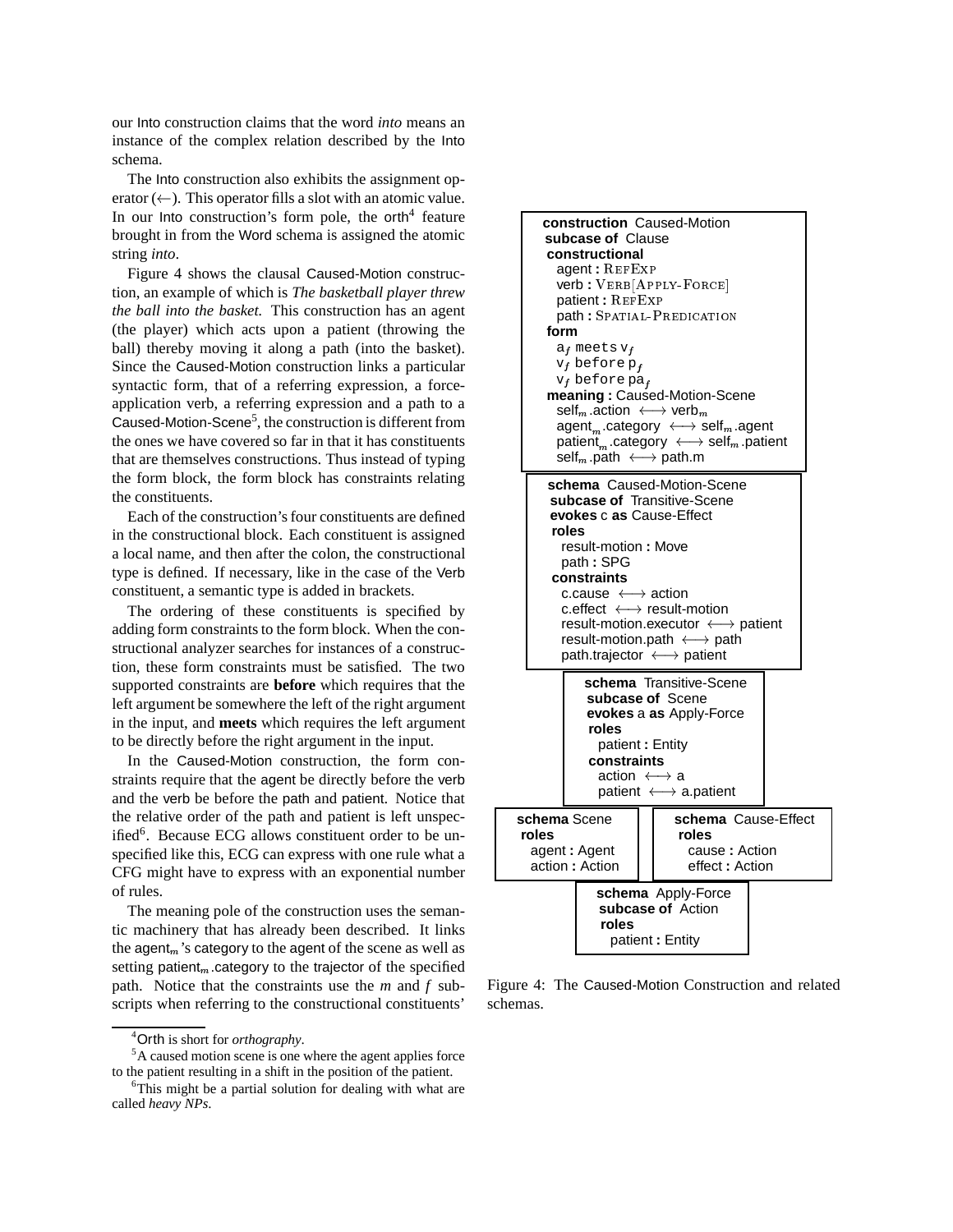our Into construction claims that the word *into* means an instance of the complex relation described by the Into schema.

The Into construction also exhibits the assignment operator (←). This operator fills a slot with an atomic value. In our Into construction's form pole, the orth[4] feature brought in from the Word schema is assigned the atomic string *into*.

Figure 4 shows the clausal Caused-Motion construction, an example of which is *The basketball player threw the ball into the basket.* This construction has an agent (the player) which acts upon a patient (throwing the ball) thereby moving it along a path (into the basket). Since the Caused-Motion construction links a particular syntactic form, that of a referring expression, a force-application verb, a referring expression and a path to a Caused-Motion-Scene[5], the construction is different from the ones we have covered so far in that it has constituents that are themselves constructions. Thus instead of typing the form block, the form block has constraints relating the constituents.

Each of the construction's four constituents are defined in the constructional block. Each constituent is assigned a local name, and then after the colon, the constructional type is defined. If necessary, like in the case of the Verb constituent, a semantic type is added in brackets.

The ordering of these constituents is specified by adding form constraints to the form block. When the constructional analyzer searches for instances of a construction, these form constraints must be satisfied. The two supported constraints are **before** which requires that the left argument be somewhere the left of the right argument in the input, and **meets** which requires the left argument to be directly before the right argument in the input.

In the Caused-Motion construction, the form constraints require that the agent be directly before the verb and the verb be before the path and patient. Notice that the relative order of the path and patient is left unspecified[6]. Because ECG allows constituent order to be unspecified like this, ECG can express with one rule what a CFG might have to express with an exponential number of rules.

The meaning pole of the construction uses the semantic machinery that has already been described. It links the $agent_m$'s category to the agent of the scene as well as setting $patient_m$.category to the trajector of the specified path. Notice that the constraints use the *m* and *f* subscripts when referring to the constructional constituents'

```
construction Caused-Motion
  subcase of Clause
  constructional
    agent : REFEXP
    verb : VERB[APPLY-FORCE]
    patient : REFEXP
    path : SPATIAL-PREDICATION
  form
    a_f meets v_f
    v_f before p_f
    v_f before pa_f
  meaning : Caused-Motion-Scene
    self_m.action ⟷ verb_m
    agent_m.category ⟷ self_m.agent
    patient_m.category ⟷ self_m.patient
    self_m.path ⟷ path.m
```

```
schema Caused-Motion-Scene
  subcase of Transitive-Scene
  evokes c as Cause-Effect
  roles
    result-motion : Move
    path : SPG
  constraints
    c.cause ⟷ action
    c.effect ⟷ result-motion
    result-motion.executor ⟷ patient
    result-motion.path ⟷ path
    path.trajector ⟷ patient
```

```
schema Transitive-Scene
  subcase of Scene
  evokes a as Apply-Force
  roles
    patient : Entity
  constraints
    action ⟷ a
    patient ⟷ a.patient
```

```
schema Scene
  roles
    agent : Agent
    action : Action
```

```
schema Cause-Effect
  roles
    cause : Action
    effect : Action
```

```
schema Apply-Force
  subcase of Action
  roles
    patient : Entity
```

Figure 4: The Caused-Motion Construction and related schemas.

[4] Orth is short for *orthography*.

[5] A caused motion scene is one where the agent applies force to the patient resulting in a shift in the position of the patient.

[6] This might be a partial solution for dealing with what are called *heavy NPs*.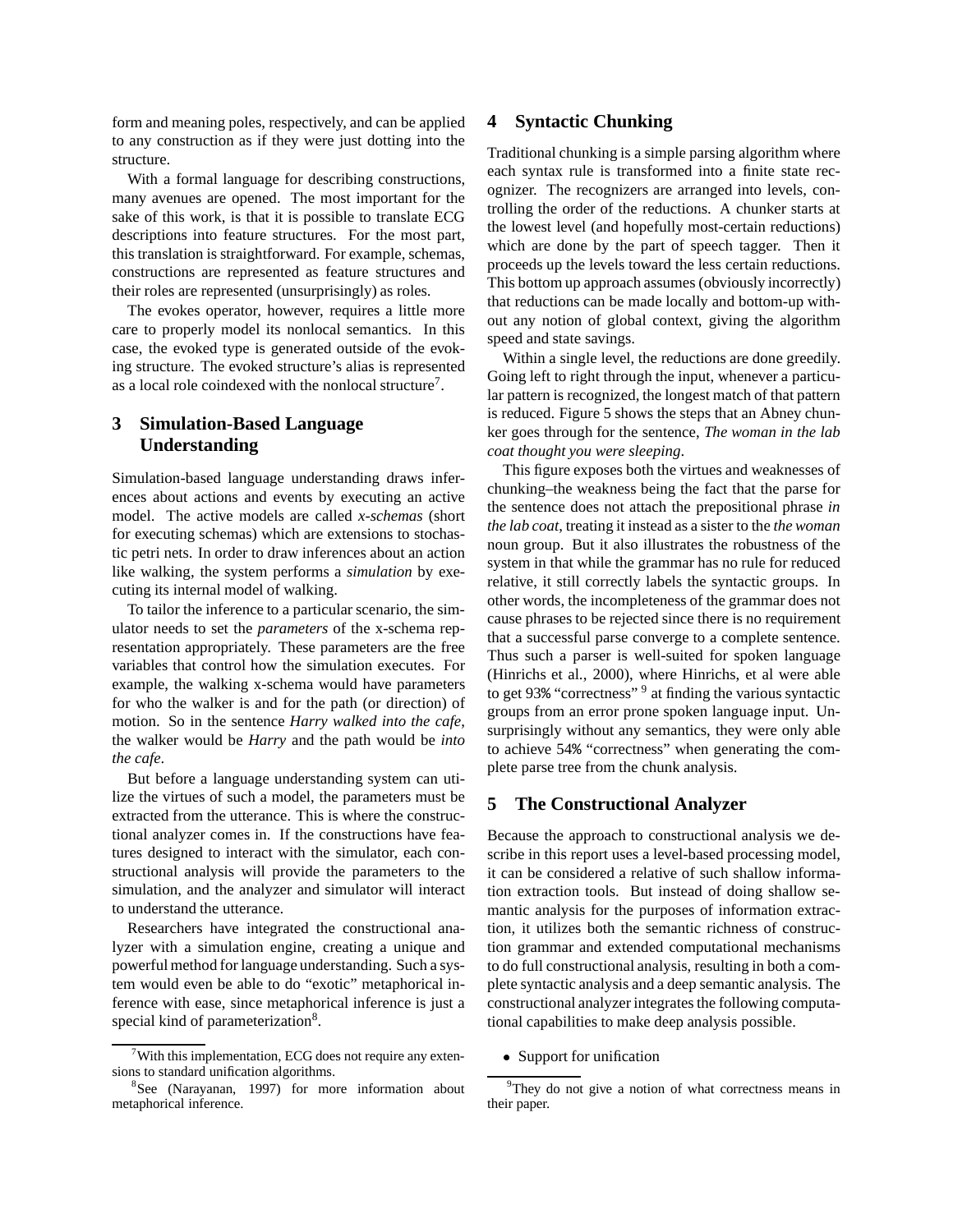form and meaning poles, respectively, and can be applied to any construction as if they were just dotting into the structure.

With a formal language for describing constructions, many avenues are opened. The most important for the sake of this work, is that it is possible to translate ECG descriptions into feature structures. For the most part, this translation is straightforward. For example, schemas, constructions are represented as feature structures and their roles are represented (unsurprisingly) as roles.

The evokes operator, however, requires a little more care to properly model its nonlocal semantics. In this case, the evoked type is generated outside of the evoking structure. The evoked structure's alias is represented as a local role coindexed with the nonlocal structure[7].

## 3 Simulation-Based Language Understanding

Simulation-based language understanding draws inferences about actions and events by executing an active model. The active models are called *x-schemas* (short for executing schemas) which are extensions to stochastic petri nets. In order to draw inferences about an action like walking, the system performs a *simulation* by executing its internal model of walking.

To tailor the inference to a particular scenario, the simulator needs to set the *parameters* of the x-schema representation appropriately. These parameters are the free variables that control how the simulation executes. For example, the walking x-schema would have parameters for who the walker is and for the path (or direction) of motion. So in the sentence *Harry walked into the cafe*, the walker would be *Harry* and the path would be *into the cafe*.

But before a language understanding system can utilize the virtues of such a model, the parameters must be extracted from the utterance. This is where the constructional analyzer comes in. If the constructions have features designed to interact with the simulator, each constructional analysis will provide the parameters to the simulation, and the analyzer and simulator will interact to understand the utterance.

Researchers have integrated the constructional analyzer with a simulation engine, creating a unique and powerful method for language understanding. Such a system would even be able to do "exotic" metaphorical inference with ease, since metaphorical inference is just a special kind of parameterization[8].

[7] With this implementation, ECG does not require any extensions to standard unification algorithms.

[8] See (Narayanan, 1997) for more information about metaphorical inference.

## 4 Syntactic Chunking

Traditional chunking is a simple parsing algorithm where each syntax rule is transformed into a finite state recognizer. The recognizers are arranged into levels, controlling the order of the reductions. A chunker starts at the lowest level (and hopefully most-certain reductions) which are done by the part of speech tagger. Then it proceeds up the levels toward the less certain reductions. This bottom up approach assumes (obviously incorrectly) that reductions can be made locally and bottom-up without any notion of global context, giving the algorithm speed and state savings.

Within a single level, the reductions are done greedily. Going left to right through the input, whenever a particular pattern is recognized, the longest match of that pattern is reduced. Figure 5 shows the steps that an Abney chunker goes through for the sentence, *The woman in the lab coat thought you were sleeping*.

This figure exposes both the virtues and weaknesses of chunking–the weakness being the fact that the parse for the sentence does not attach the prepositional phrase *in the lab coat*, treating it instead as a sister to the *the woman* noun group. But it also illustrates the robustness of the system in that while the grammar has no rule for reduced relative, it still correctly labels the syntactic groups. In other words, the incompleteness of the grammar does not cause phrases to be rejected since there is no requirement that a successful parse converge to a complete sentence. Thus such a parser is well-suited for spoken language (Hinrichs et al., 2000), where Hinrichs, et al were able to get 93% "correctness" [9] at finding the various syntactic groups from an error prone spoken language input. Unsurprisingly without any semantics, they were only able to achieve 54% "correctness" when generating the complete parse tree from the chunk analysis.

## 5 The Constructional Analyzer

Because the approach to constructional analysis we describe in this report uses a level-based processing model, it can be considered a relative of such shallow information extraction tools. But instead of doing shallow semantic analysis for the purposes of information extraction, it utilizes both the semantic richness of construction grammar and extended computational mechanisms to do full constructional analysis, resulting in both a complete syntactic analysis and a deep semantic analysis. The constructional analyzer integrates the following computational capabilities to make deep analysis possible.

- Support for unification

[9] They do not give a notion of what correctness means in their paper.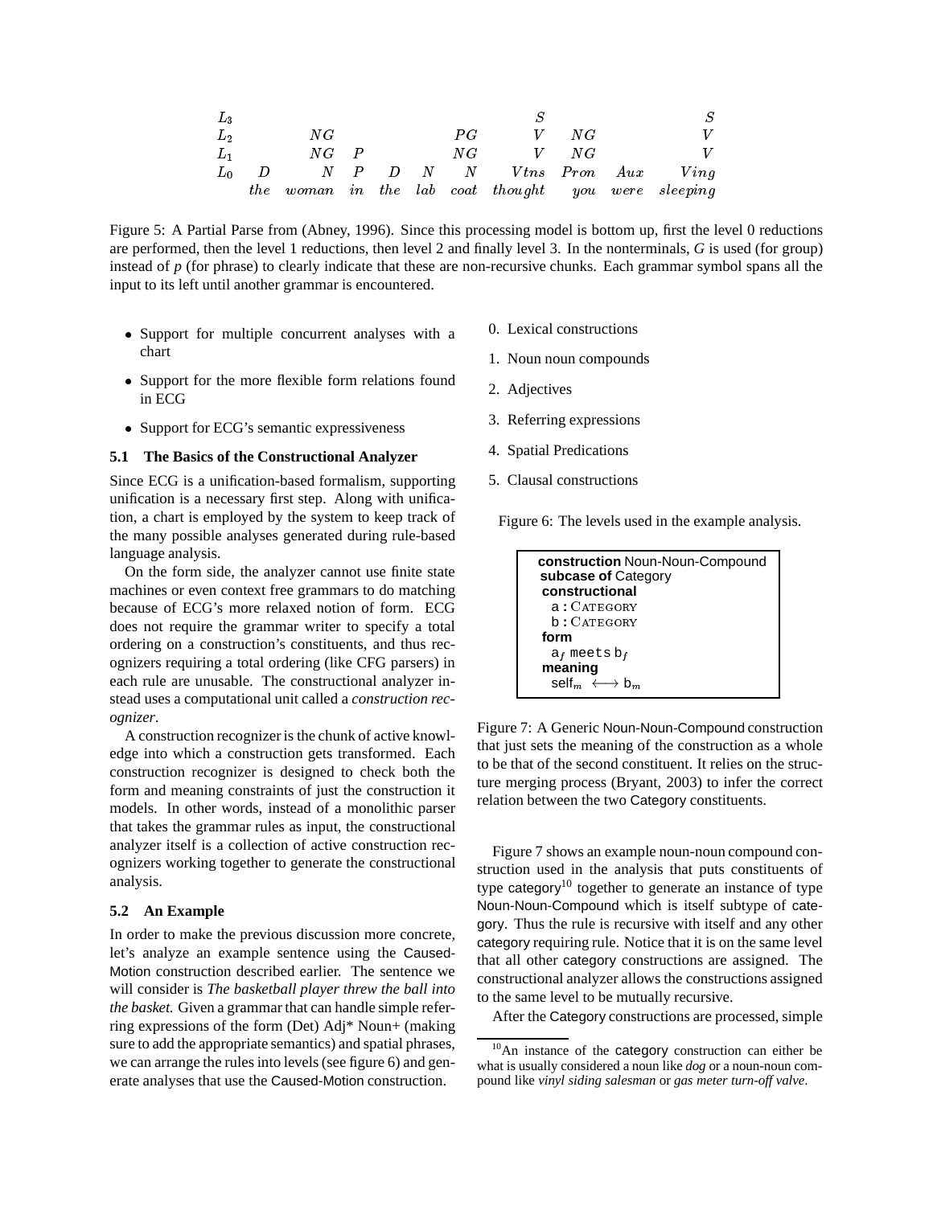| | | | | | | | | | | |
|---|---|---|---|---|---|---|---|---|---|---|
| $L_3$ | | | | | | | $S$ | | | $S$ |
| $L_2$ | | $NG$ | | | | $PG$ | $V$ | $NG$ | | $V$ |
| $L_1$ | | $NG$ | $P$ | | | $NG$ | $V$ | $NG$ | | $V$ |
| $L_0$ | $D$ | $N$ | $P$ | $D$ | $N$ | $N$ | $Vtns$ | $Pron$ | $Aux$ | $Ving$ |
| | *the* | *woman* | *in* | *the* | *lab* | *coat* | *thought* | *you* | *were* | *sleeping* |

Figure 5: A Partial Parse from (Abney, 1996). Since this processing model is bottom up, first the level 0 reductions are performed, then the level 1 reductions, then level 2 and finally level 3. In the nonterminals, *G* is used (for group) instead of *p* (for phrase) to clearly indicate that these are non-recursive chunks. Each grammar symbol spans all the input to its left until another grammar is encountered.

- Support for multiple concurrent analyses with a chart
- Support for the more flexible form relations found in ECG
- Support for ECG's semantic expressiveness

### 5.1 The Basics of the Constructional Analyzer

Since ECG is a unification-based formalism, supporting unification is a necessary first step. Along with unification, a chart is employed by the system to keep track of the many possible analyses generated during rule-based language analysis.

On the form side, the analyzer cannot use finite state machines or even context free grammars to do matching because of ECG's more relaxed notion of form. ECG does not require the grammar writer to specify a total ordering on a construction's constituents, and thus recognizers requiring a total ordering (like CFG parsers) in each rule are unusable. The constructional analyzer instead uses a computational unit called a *construction recognizer*.

A construction recognizer is the chunk of active knowledge into which a construction gets transformed. Each construction recognizer is designed to check both the form and meaning constraints of just the construction it models. In other words, instead of a monolithic parser that takes the grammar rules as input, the constructional analyzer itself is a collection of active construction recognizers working together to generate the constructional analysis.

### 5.2 An Example

In order to make the previous discussion more concrete, let's analyze an example sentence using the Caused-Motion construction described earlier. The sentence we will consider is *The basketball player threw the ball into the basket.* Given a grammar that can handle simple referring expressions of the form (Det) Adj* Noun+ (making sure to add the appropriate semantics) and spatial phrases, we can arrange the rules into levels (see figure 6) and generate analyses that use the Caused-Motion construction.

0. Lexical constructions
1. Noun noun compounds
2. Adjectives
3. Referring expressions
4. Spatial Predications
5. Clausal constructions

Figure 6: The levels used in the example analysis.

```
construction Noun-Noun-Compound
 subcase of Category
  constructional
   a : CATEGORY
   b : CATEGORY
  form
   a_f meets b_f
  meaning
   self_m ⟷ b_m
```

Figure 7: A Generic Noun-Noun-Compound construction that just sets the meaning of the construction as a whole to be that of the second constituent. It relies on the structure merging process (Bryant, 2003) to infer the correct relation between the two Category constituents.

Figure 7 shows an example noun-noun compound construction used in the analysis that puts constituents of type category[10] together to generate an instance of type Noun-Noun-Compound which is itself subtype of category. Thus the rule is recursive with itself and any other category requiring rule. Notice that it is on the same level that all other category constructions are assigned. The constructional analyzer allows the constructions assigned to the same level to be mutually recursive.

After the Category constructions are processed, simple

[10]An instance of the category construction can either be what is usually considered a noun like *dog* or a noun-noun compound like *vinyl siding salesman* or *gas meter turn-off valve*.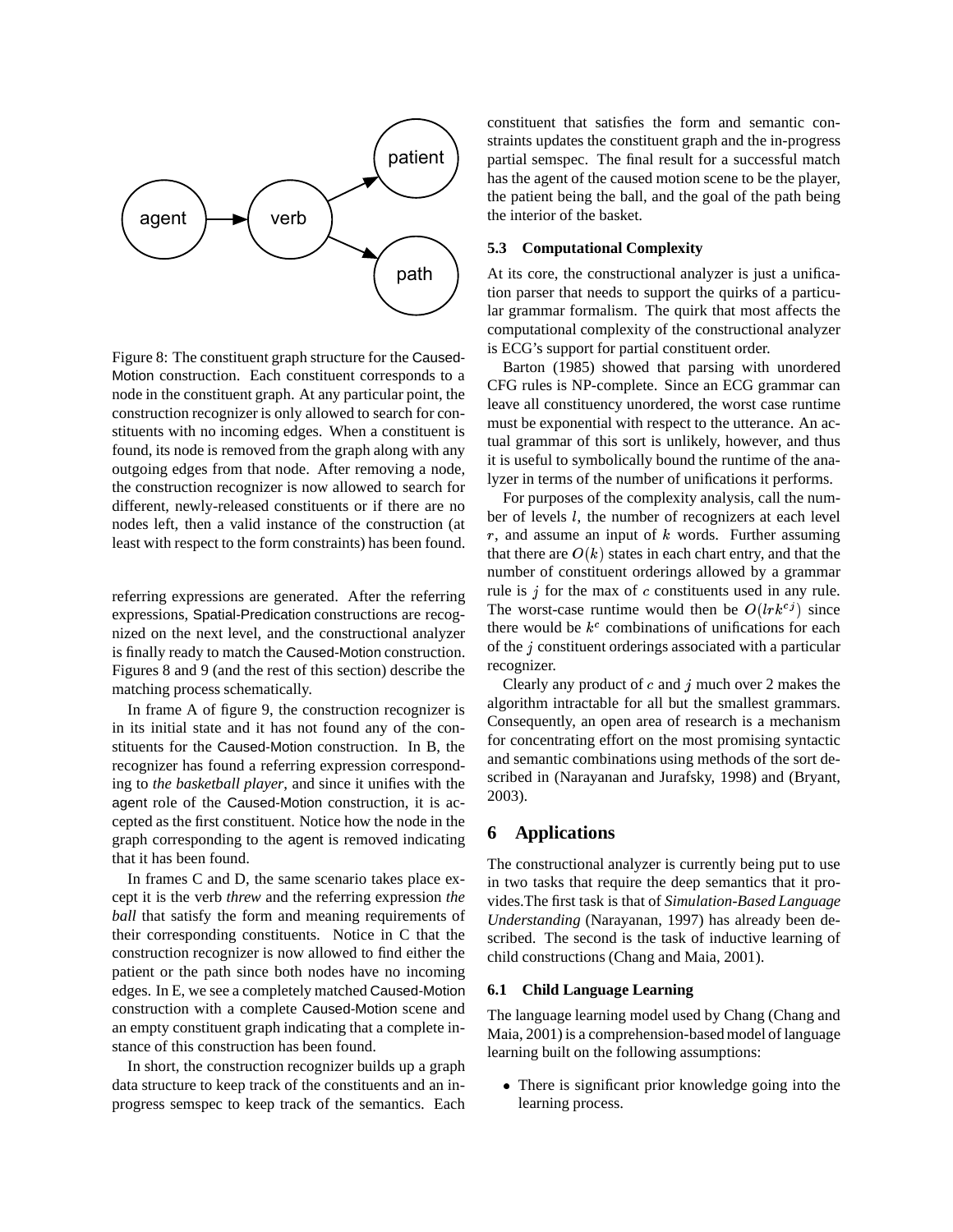Figure 8: The constituent graph structure for the Caused-Motion construction. Each constituent corresponds to a node in the constituent graph. At any particular point, the construction recognizer is only allowed to search for constituents with no incoming edges. When a constituent is found, its node is removed from the graph along with any outgoing edges from that node. After removing a node, the construction recognizer is now allowed to search for different, newly-released constituents or if there are no nodes left, then a valid instance of the construction (at least with respect to the form constraints) has been found.

referring expressions are generated. After the referring expressions, Spatial-Predication constructions are recognized on the next level, and the constructional analyzer is finally ready to match the Caused-Motion construction. Figures 8 and 9 (and the rest of this section) describe the matching process schematically.

In frame A of figure 9, the construction recognizer is in its initial state and it has not found any of the constituents for the Caused-Motion construction. In B, the recognizer has found a referring expression corresponding to *the basketball player*, and since it unifies with the agent role of the Caused-Motion construction, it is accepted as the first constituent. Notice how the node in the graph corresponding to the agent is removed indicating that it has been found.

In frames C and D, the same scenario takes place except it is the verb *threw* and the referring expression *the ball* that satisfy the form and meaning requirements of their corresponding constituents. Notice in C that the construction recognizer is now allowed to find either the patient or the path since both nodes have no incoming edges. In E, we see a completely matched Caused-Motion construction with a complete Caused-Motion scene and an empty constituent graph indicating that a complete instance of this construction has been found.

In short, the construction recognizer builds up a graph data structure to keep track of the constituents and an in-progress semspec to keep track of the semantics. Each constituent that satisfies the form and semantic constraints updates the constituent graph and the in-progress partial semspec. The final result for a successful match has the agent of the caused motion scene to be the player, the patient being the ball, and the goal of the path being the interior of the basket.

### 5.3 Computational Complexity

At its core, the constructional analyzer is just a unification parser that needs to support the quirks of a particular grammar formalism. The quirk that most affects the computational complexity of the constructional analyzer is ECG's support for partial constituent order.

Barton (1985) showed that parsing with unordered CFG rules is NP-complete. Since an ECG grammar can leave all constituency unordered, the worst case runtime must be exponential with respect to the utterance. An actual grammar of this sort is unlikely, however, and thus it is useful to symbolically bound the runtime of the analyzer in terms of the number of unifications it performs.

For purposes of the complexity analysis, call the number of levels $l$, the number of recognizers at each level $r$, and assume an input of $k$ words. Further assuming that there are $O(k)$ states in each chart entry, and that the number of constituent orderings allowed by a grammar rule is $j$ for the max of $c$ constituents used in any rule. The worst-case runtime would then be $O(lrk^{cj})$ since there would be $k^c$ combinations of unifications for each of the $j$ constituent orderings associated with a particular recognizer.

Clearly any product of $c$ and $j$ much over 2 makes the algorithm intractable for all but the smallest grammars. Consequently, an open area of research is a mechanism for concentrating effort on the most promising syntactic and semantic combinations using methods of the sort described in (Narayanan and Jurafsky, 1998) and (Bryant, 2003).

## 6 Applications

The constructional analyzer is currently being put to use in two tasks that require the deep semantics that it provides.The first task is that of *Simulation-Based Language Understanding* (Narayanan, 1997) has already been described. The second is the task of inductive learning of child constructions (Chang and Maia, 2001).

### 6.1 Child Language Learning

The language learning model used by Chang (Chang and Maia, 2001) is a comprehension-based model of language learning built on the following assumptions:

- There is significant prior knowledge going into the learning process.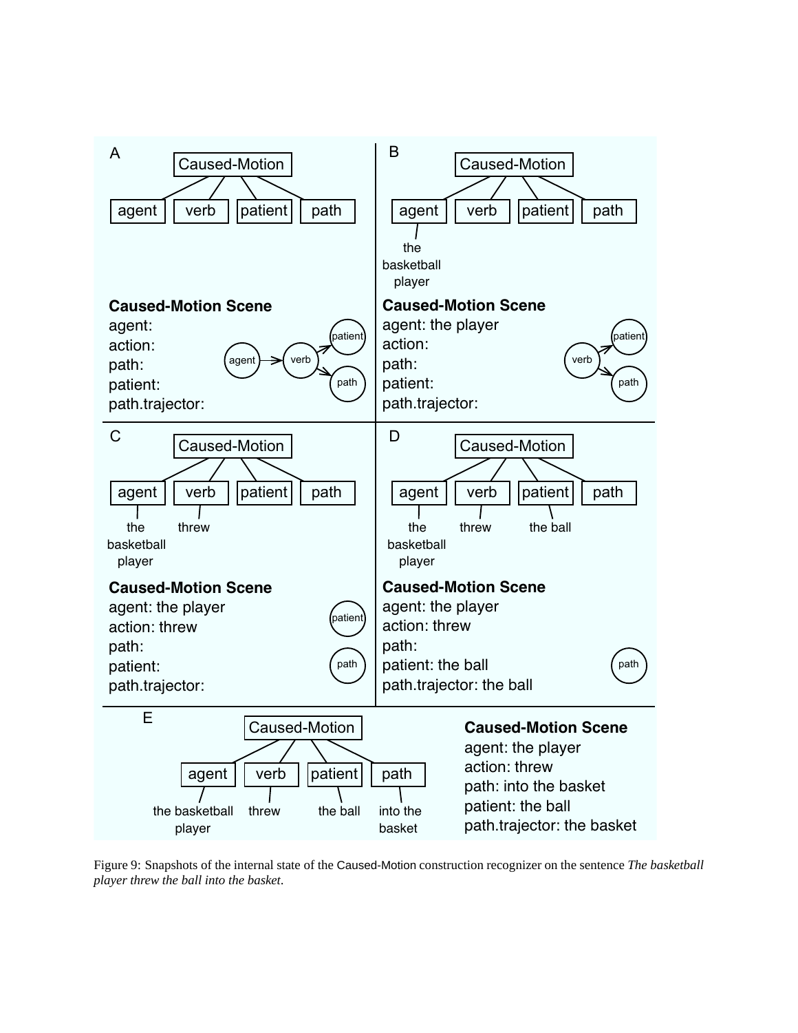**A**

Caused-Motion

agent | verb | patient | path

**Caused-Motion Scene**
agent:
action:
path:
patient:
path.trajector:

agent → verb → patient, path

**B**

Caused-Motion

agent | verb | patient | path

agent: the basketball player

**Caused-Motion Scene**
agent: the player
action:
path:
patient:
path.trajector:

verb → patient, path

**C**

Caused-Motion

agent | verb | patient | path

agent: the basketball player
verb: threw

**Caused-Motion Scene**
agent: the player
action: threw
path:
patient:
path.trajector:

patient, path

**D**

Caused-Motion

agent | verb | patient | path

agent: the basketball player
verb: threw
patient: the ball

**Caused-Motion Scene**
agent: the player
action: threw
path:
patient: the ball
path.trajector: the ball

path

**E**

Caused-Motion

agent | verb | patient | path

agent: the basketball player
verb: threw
patient: the ball
path: into the basket

**Caused-Motion Scene**
agent: the player
action: threw
path: into the basket
patient: the ball
path.trajector: the basket

Figure 9: Snapshots of the internal state of the Caused-Motion construction recognizer on the sentence *The basketball player threw the ball into the basket.*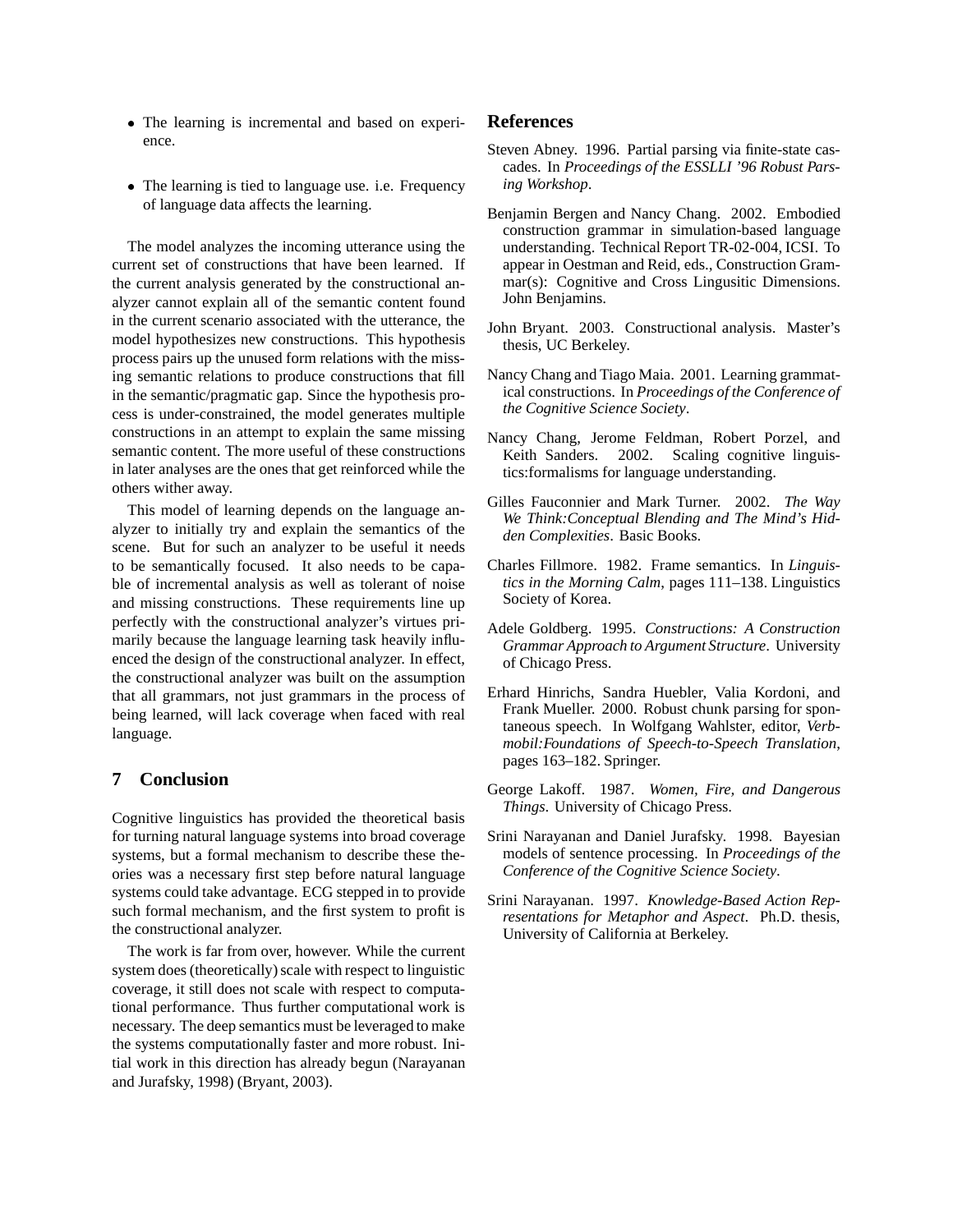- The learning is incremental and based on experience.
- The learning is tied to language use. i.e. Frequency of language data affects the learning.

The model analyzes the incoming utterance using the current set of constructions that have been learned. If the current analysis generated by the constructional analyzer cannot explain all of the semantic content found in the current scenario associated with the utterance, the model hypothesizes new constructions. This hypothesis process pairs up the unused form relations with the missing semantic relations to produce constructions that fill in the semantic/pragmatic gap. Since the hypothesis process is under-constrained, the model generates multiple constructions in an attempt to explain the same missing semantic content. The more useful of these constructions in later analyses are the ones that get reinforced while the others wither away.

This model of learning depends on the language analyzer to initially try and explain the semantics of the scene. But for such an analyzer to be useful it needs to be semantically focused. It also needs to be capable of incremental analysis as well as tolerant of noise and missing constructions. These requirements line up perfectly with the constructional analyzer's virtues primarily because the language learning task heavily influenced the design of the constructional analyzer. In effect, the constructional analyzer was built on the assumption that all grammars, not just grammars in the process of being learned, will lack coverage when faced with real language.

## 7 Conclusion

Cognitive linguistics has provided the theoretical basis for turning natural language systems into broad coverage systems, but a formal mechanism to describe these theories was a necessary first step before natural language systems could take advantage. ECG stepped in to provide such formal mechanism, and the first system to profit is the constructional analyzer.

The work is far from over, however. While the current system does (theoretically) scale with respect to linguistic coverage, it still does not scale with respect to computational performance. Thus further computational work is necessary. The deep semantics must be leveraged to make the systems computationally faster and more robust. Initial work in this direction has already begun (Narayanan and Jurafsky, 1998) (Bryant, 2003).

## References

Steven Abney. 1996. Partial parsing via finite-state cascades. In *Proceedings of the ESSLLI '96 Robust Parsing Workshop*.

Benjamin Bergen and Nancy Chang. 2002. Embodied construction grammar in simulation-based language understanding. Technical Report TR-02-004, ICSI. To appear in Oestman and Reid, eds., Construction Grammar(s): Cognitive and Cross Lingusitic Dimensions. John Benjamins.

John Bryant. 2003. Constructional analysis. Master's thesis, UC Berkeley.

Nancy Chang and Tiago Maia. 2001. Learning grammatical constructions. In *Proceedings of the Conference of the Cognitive Science Society*.

Nancy Chang, Jerome Feldman, Robert Porzel, and Keith Sanders. 2002. Scaling cognitive linguistics:formalisms for language understanding.

Gilles Fauconnier and Mark Turner. 2002. *The Way We Think:Conceptual Blending and The Mind's Hidden Complexities*. Basic Books.

Charles Fillmore. 1982. Frame semantics. In *Linguistics in the Morning Calm*, pages 111–138. Linguistics Society of Korea.

Adele Goldberg. 1995. *Constructions: A Construction Grammar Approach to Argument Structure*. University of Chicago Press.

Erhard Hinrichs, Sandra Huebler, Valia Kordoni, and Frank Mueller. 2000. Robust chunk parsing for spontaneous speech. In Wolfgang Wahlster, editor, *Verbmobil:Foundations of Speech-to-Speech Translation*, pages 163–182. Springer.

George Lakoff. 1987. *Women, Fire, and Dangerous Things*. University of Chicago Press.

Srini Narayanan and Daniel Jurafsky. 1998. Bayesian models of sentence processing. In *Proceedings of the Conference of the Cognitive Science Society*.

Srini Narayanan. 1997. *Knowledge-Based Action Representations for Metaphor and Aspect*. Ph.D. thesis, University of California at Berkeley.